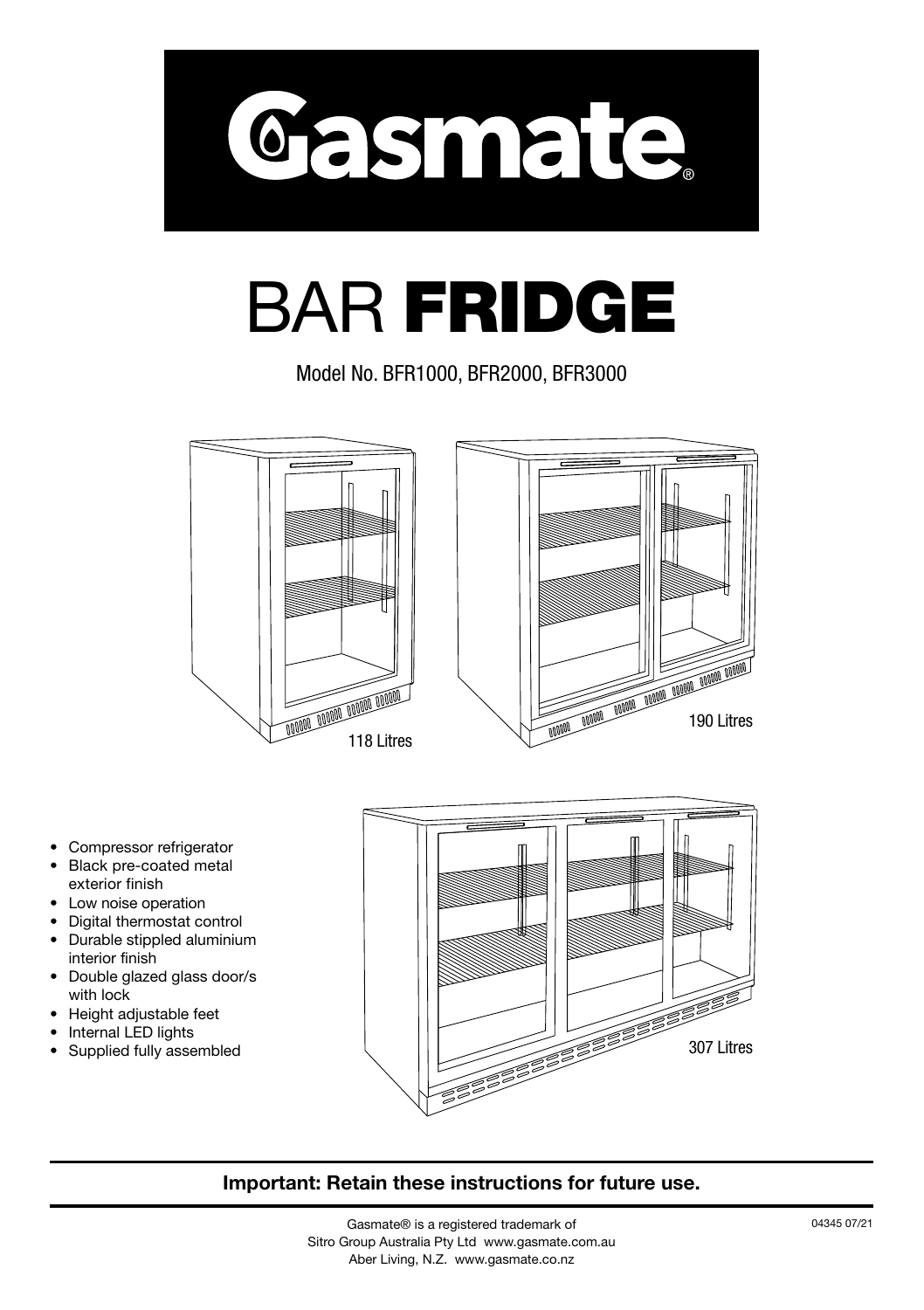# Gasmate®

# BAR FRIDGE

Model No. BFR1000, BFR2000, BFR3000

118 Litres

190 Litres

307 Litres

- Compressor refrigerator
- Black pre-coated metal exterior finish
- Low noise operation
- Digital thermostat control
- Durable stippled aluminium interior finish
- Double glazed glass door/s with lock
- Height adjustable feet
- Internal LED lights
- Supplied fully assembled

**Important: Retain these instructions for future use.**

Gasmate® is a registered trademark of
Sitro Group Australia Pty Ltd www.gasmate.com.au
Aber Living, N.Z. www.gasmate.co.nz

04345 07/21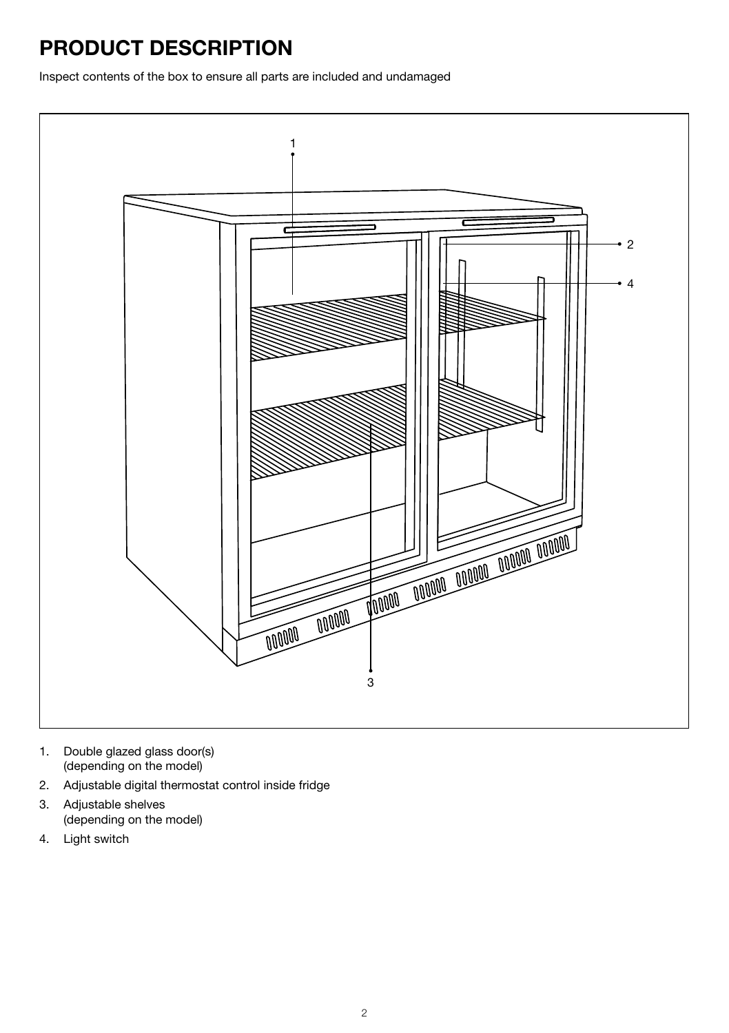# PRODUCT DESCRIPTION

Inspect contents of the box to ensure all parts are included and undamaged

1. Double glazed glass door(s)
   (depending on the model)
2. Adjustable digital thermostat control inside fridge
3. Adjustable shelves
   (depending on the model)
4. Light switch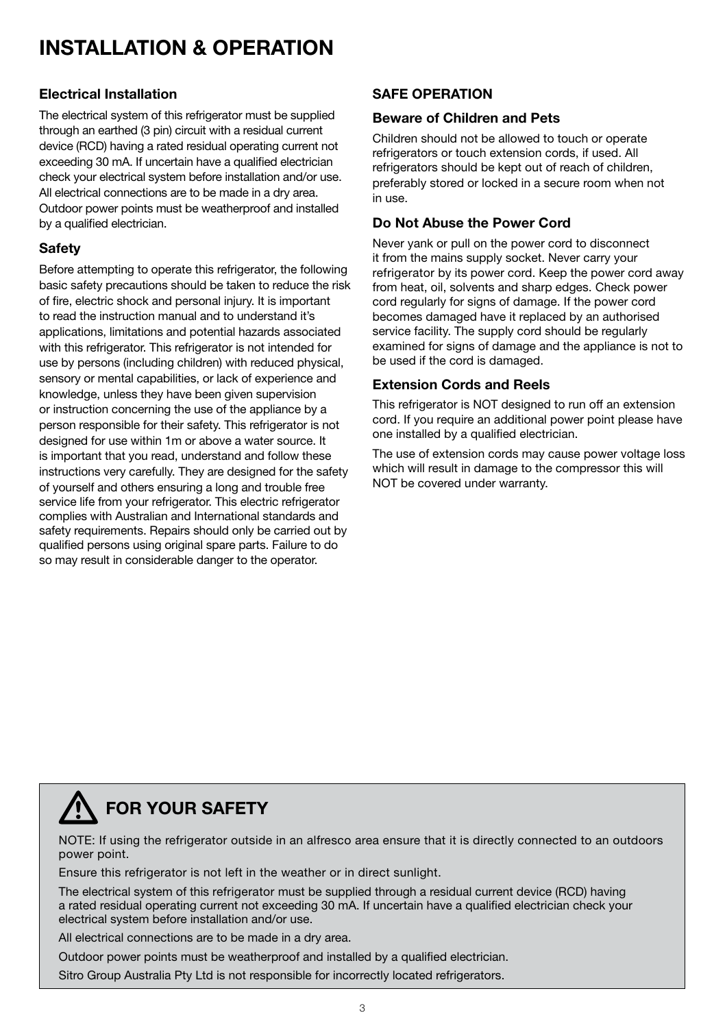# INSTALLATION & OPERATION

### Electrical Installation

The electrical system of this refrigerator must be supplied through an earthed (3 pin) circuit with a residual current device (RCD) having a rated residual operating current not exceeding 30 mA. If uncertain have a qualified electrician check your electrical system before installation and/or use. All electrical connections are to be made in a dry area. Outdoor power points must be weatherproof and installed by a qualified electrician.

### Safety

Before attempting to operate this refrigerator, the following basic safety precautions should be taken to reduce the risk of fire, electric shock and personal injury. It is important to read the instruction manual and to understand it's applications, limitations and potential hazards associated with this refrigerator. This refrigerator is not intended for use by persons (including children) with reduced physical, sensory or mental capabilities, or lack of experience and knowledge, unless they have been given supervision or instruction concerning the use of the appliance by a person responsible for their safety. This refrigerator is not designed for use within 1m or above a water source. It is important that you read, understand and follow these instructions very carefully. They are designed for the safety of yourself and others ensuring a long and trouble free service life from your refrigerator. This electric refrigerator complies with Australian and International standards and safety requirements. Repairs should only be carried out by qualified persons using original spare parts. Failure to do so may result in considerable danger to the operator.

### SAFE OPERATION

### Beware of Children and Pets

Children should not be allowed to touch or operate refrigerators or touch extension cords, if used. All refrigerators should be kept out of reach of children, preferably stored or locked in a secure room when not in use.

### Do Not Abuse the Power Cord

Never yank or pull on the power cord to disconnect it from the mains supply socket. Never carry your refrigerator by its power cord. Keep the power cord away from heat, oil, solvents and sharp edges. Check power cord regularly for signs of damage. If the power cord becomes damaged have it replaced by an authorised service facility. The supply cord should be regularly examined for signs of damage and the appliance is not to be used if the cord is damaged.

### Extension Cords and Reels

This refrigerator is NOT designed to run off an extension cord. If you require an additional power point please have one installed by a qualified electrician.

The use of extension cords may cause power voltage loss which will result in damage to the compressor this will NOT be covered under warranty.

## FOR YOUR SAFETY

NOTE: If using the refrigerator outside in an alfresco area ensure that it is directly connected to an outdoors power point.

Ensure this refrigerator is not left in the weather or in direct sunlight.

The electrical system of this refrigerator must be supplied through a residual current device (RCD) having a rated residual operating current not exceeding 30 mA. If uncertain have a qualified electrician check your electrical system before installation and/or use.

All electrical connections are to be made in a dry area.

Outdoor power points must be weatherproof and installed by a qualified electrician.

Sitro Group Australia Pty Ltd is not responsible for incorrectly located refrigerators.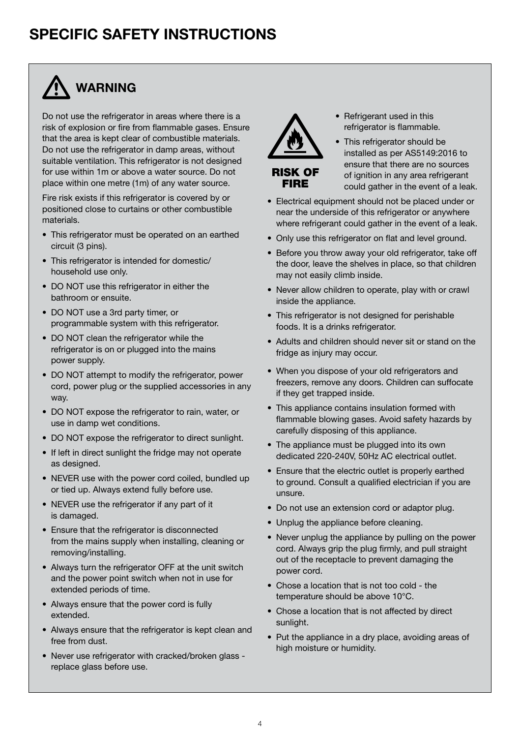# SPECIFIC SAFETY INSTRUCTIONS

## WARNING

Do not use the refrigerator in areas where there is a risk of explosion or fire from flammable gases. Ensure that the area is kept clear of combustible materials. Do not use the refrigerator in damp areas, without suitable ventilation. This refrigerator is not designed for use within 1m or above a water source. Do not place within one metre (1m) of any water source.

Fire risk exists if this refrigerator is covered by or positioned close to curtains or other combustible materials.

- This refrigerator must be operated on an earthed circuit (3 pins).
- This refrigerator is intended for domestic/ household use only.
- DO NOT use this refrigerator in either the bathroom or ensuite.
- DO NOT use a 3rd party timer, or programmable system with this refrigerator.
- DO NOT clean the refrigerator while the refrigerator is on or plugged into the mains power supply.
- DO NOT attempt to modify the refrigerator, power cord, power plug or the supplied accessories in any way.
- DO NOT expose the refrigerator to rain, water, or use in damp wet conditions.
- DO NOT expose the refrigerator to direct sunlight.
- If left in direct sunlight the fridge may not operate as designed.
- NEVER use with the power cord coiled, bundled up or tied up. Always extend fully before use.
- NEVER use the refrigerator if any part of it is damaged.
- Ensure that the refrigerator is disconnected from the mains supply when installing, cleaning or removing/installing.
- Always turn the refrigerator OFF at the unit switch and the power point switch when not in use for extended periods of time.
- Always ensure that the power cord is fully extended.
- Always ensure that the refrigerator is kept clean and free from dust.
- Never use refrigerator with cracked/broken glass - replace glass before use.

**RISK OF FIRE**

- Refrigerant used in this refrigerator is flammable.
- This refrigerator should be installed as per AS5149:2016 to ensure that there are no sources of ignition in any area refrigerant could gather in the event of a leak.
- Electrical equipment should not be placed under or near the underside of this refrigerator or anywhere where refrigerant could gather in the event of a leak.
- Only use this refrigerator on flat and level ground.
- Before you throw away your old refrigerator, take off the door, leave the shelves in place, so that children may not easily climb inside.
- Never allow children to operate, play with or crawl inside the appliance.
- This refrigerator is not designed for perishable foods. It is a drinks refrigerator.
- Adults and children should never sit or stand on the fridge as injury may occur.
- When you dispose of your old refrigerators and freezers, remove any doors. Children can suffocate if they get trapped inside.
- This appliance contains insulation formed with flammable blowing gases. Avoid safety hazards by carefully disposing of this appliance.
- The appliance must be plugged into its own dedicated 220-240V, 50Hz AC electrical outlet.
- Ensure that the electric outlet is properly earthed to ground. Consult a qualified electrician if you are unsure.
- Do not use an extension cord or adaptor plug.
- Unplug the appliance before cleaning.
- Never unplug the appliance by pulling on the power cord. Always grip the plug firmly, and pull straight out of the receptacle to prevent damaging the power cord.
- Chose a location that is not too cold - the temperature should be above 10°C.
- Chose a location that is not affected by direct sunlight.
- Put the appliance in a dry place, avoiding areas of high moisture or humidity.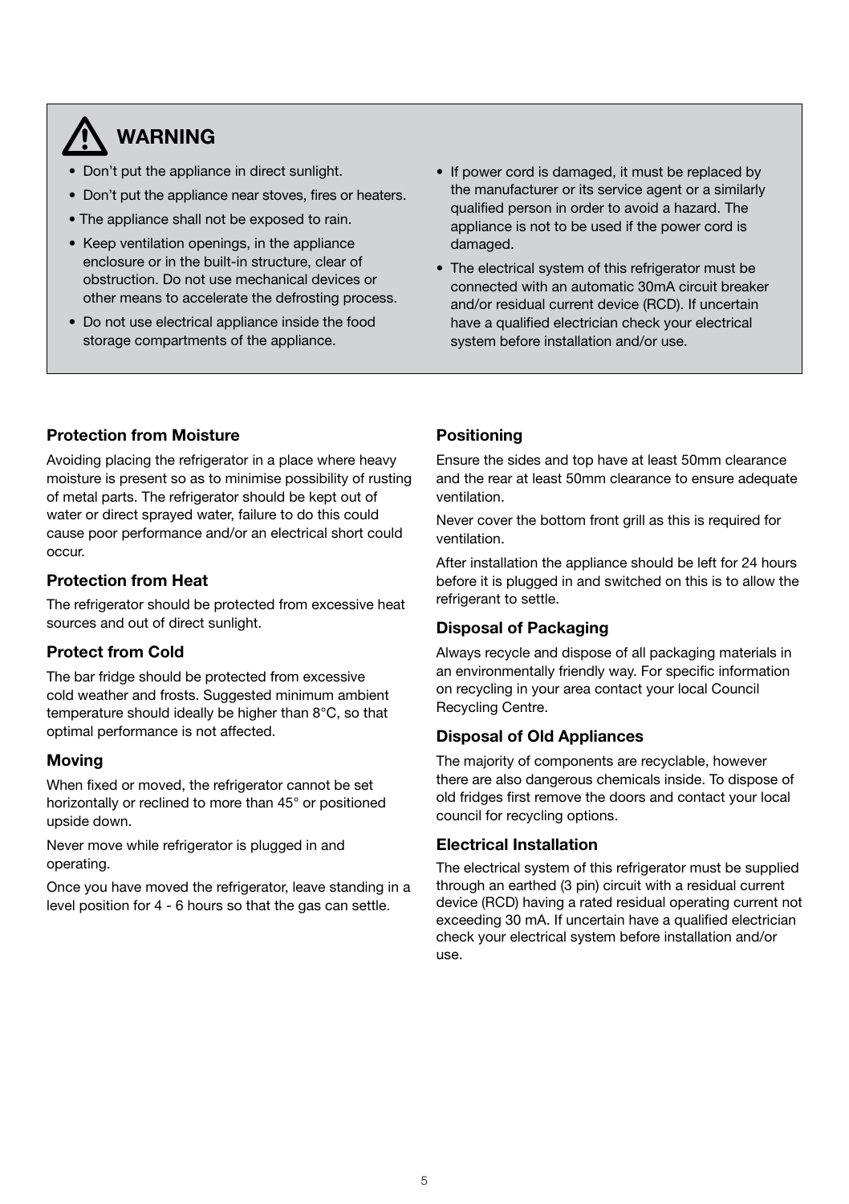## ⚠ WARNING

- Don't put the appliance in direct sunlight.
- Don't put the appliance near stoves, fires or heaters.
- The appliance shall not be exposed to rain.
- Keep ventilation openings, in the appliance enclosure or in the built-in structure, clear of obstruction. Do not use mechanical devices or other means to accelerate the defrosting process.
- Do not use electrical appliance inside the food storage compartments of the appliance.
- If power cord is damaged, it must be replaced by the manufacturer or its service agent or a similarly qualified person in order to avoid a hazard. The appliance is not to be used if the power cord is damaged.
- The electrical system of this refrigerator must be connected with an automatic 30mA circuit breaker and/or residual current device (RCD). If uncertain have a qualified electrician check your electrical system before installation and/or use.

### Protection from Moisture

Avoiding placing the refrigerator in a place where heavy moisture is present so as to minimise possibility of rusting of metal parts. The refrigerator should be kept out of water or direct sprayed water, failure to do this could cause poor performance and/or an electrical short could occur.

### Protection from Heat

The refrigerator should be protected from excessive heat sources and out of direct sunlight.

### Protect from Cold

The bar fridge should be protected from excessive cold weather and frosts. Suggested minimum ambient temperature should ideally be higher than 8°C, so that optimal performance is not affected.

### Moving

When fixed or moved, the refrigerator cannot be set horizontally or reclined to more than 45° or positioned upside down.

Never move while refrigerator is plugged in and operating.

Once you have moved the refrigerator, leave standing in a level position for 4 - 6 hours so that the gas can settle.

### Positioning

Ensure the sides and top have at least 50mm clearance and the rear at least 50mm clearance to ensure adequate ventilation.

Never cover the bottom front grill as this is required for ventilation.

After installation the appliance should be left for 24 hours before it is plugged in and switched on this is to allow the refrigerant to settle.

### Disposal of Packaging

Always recycle and dispose of all packaging materials in an environmentally friendly way. For specific information on recycling in your area contact your local Council Recycling Centre.

### Disposal of Old Appliances

The majority of components are recyclable, however there are also dangerous chemicals inside. To dispose of old fridges first remove the doors and contact your local council for recycling options.

### Electrical Installation

The electrical system of this refrigerator must be supplied through an earthed (3 pin) circuit with a residual current device (RCD) having a rated residual operating current not exceeding 30 mA. If uncertain have a qualified electrician check your electrical system before installation and/or use.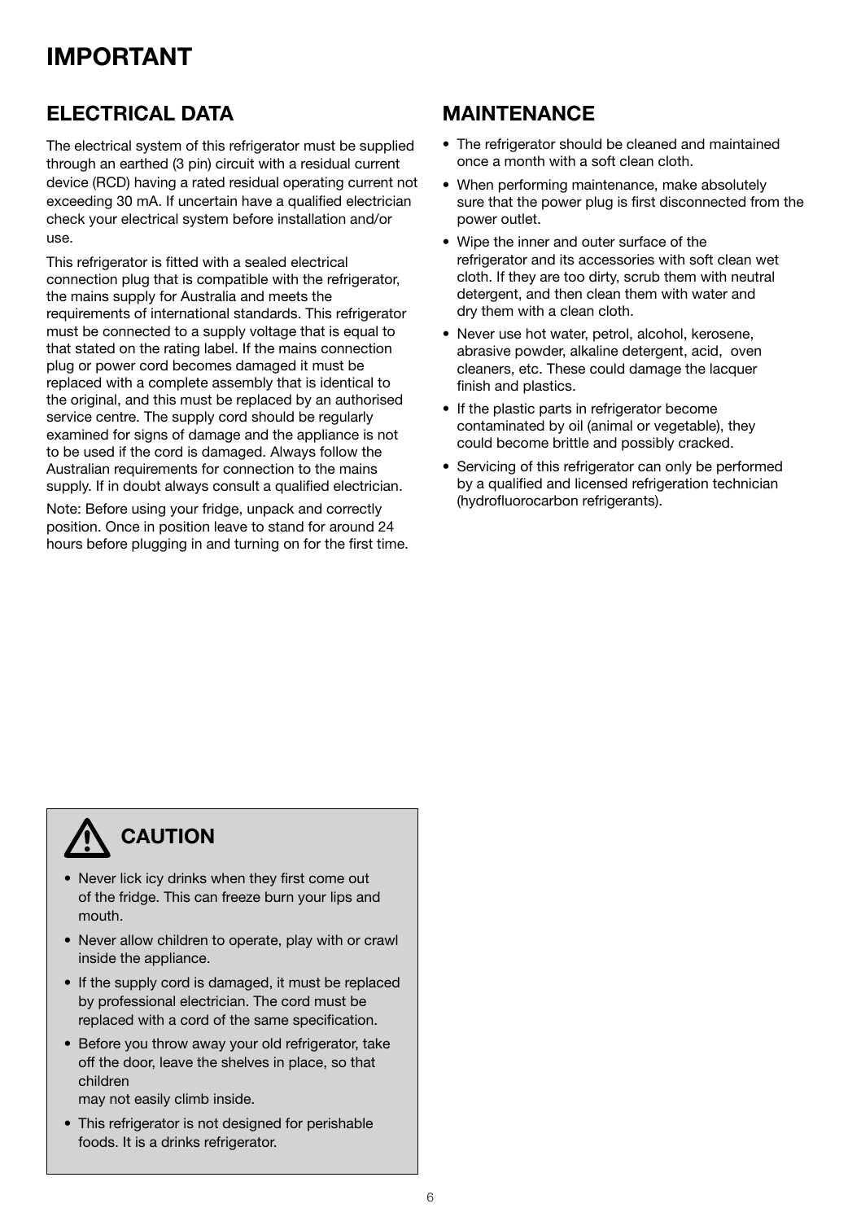# IMPORTANT

## ELECTRICAL DATA

The electrical system of this refrigerator must be supplied through an earthed (3 pin) circuit with a residual current device (RCD) having a rated residual operating current not exceeding 30 mA. If uncertain have a qualified electrician check your electrical system before installation and/or use.

This refrigerator is fitted with a sealed electrical connection plug that is compatible with the refrigerator, the mains supply for Australia and meets the requirements of international standards. This refrigerator must be connected to a supply voltage that is equal to that stated on the rating label. If the mains connection plug or power cord becomes damaged it must be replaced with a complete assembly that is identical to the original, and this must be replaced by an authorised service centre. The supply cord should be regularly examined for signs of damage and the appliance is not to be used if the cord is damaged. Always follow the Australian requirements for connection to the mains supply. If in doubt always consult a qualified electrician.

Note: Before using your fridge, unpack and correctly position. Once in position leave to stand for around 24 hours before plugging in and turning on for the first time.

## MAINTENANCE

- The refrigerator should be cleaned and maintained once a month with a soft clean cloth.
- When performing maintenance, make absolutely sure that the power plug is first disconnected from the power outlet.
- Wipe the inner and outer surface of the refrigerator and its accessories with soft clean wet cloth. If they are too dirty, scrub them with neutral detergent, and then clean them with water and dry them with a clean cloth.
- Never use hot water, petrol, alcohol, kerosene, abrasive powder, alkaline detergent, acid, oven cleaners, etc. These could damage the lacquer finish and plastics.
- If the plastic parts in refrigerator become contaminated by oil (animal or vegetable), they could become brittle and possibly cracked.
- Servicing of this refrigerator can only be performed by a qualified and licensed refrigeration technician (hydrofluorocarbon refrigerants).

## CAUTION

- Never lick icy drinks when they first come out of the fridge. This can freeze burn your lips and mouth.
- Never allow children to operate, play with or crawl inside the appliance.
- If the supply cord is damaged, it must be replaced by professional electrician. The cord must be replaced with a cord of the same specification.
- Before you throw away your old refrigerator, take off the door, leave the shelves in place, so that children may not easily climb inside.
- This refrigerator is not designed for perishable foods. It is a drinks refrigerator.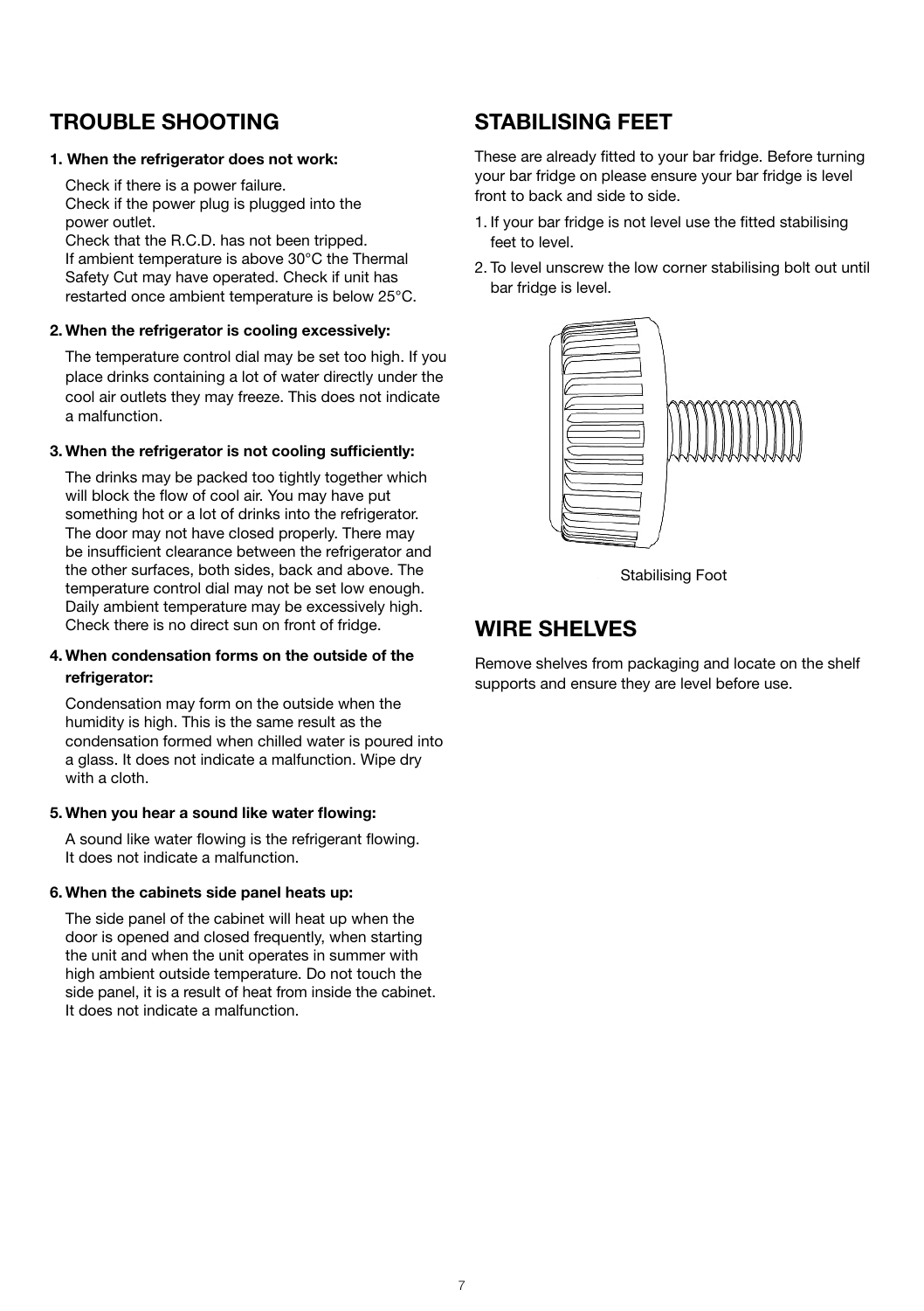## TROUBLE SHOOTING

**1. When the refrigerator does not work:**

Check if there is a power failure.
Check if the power plug is plugged into the power outlet.
Check that the R.C.D. has not been tripped.
If ambient temperature is above 30°C the Thermal Safety Cut may have operated. Check if unit has restarted once ambient temperature is below 25°C.

**2. When the refrigerator is cooling excessively:**

The temperature control dial may be set too high. If you place drinks containing a lot of water directly under the cool air outlets they may freeze. This does not indicate a malfunction.

**3. When the refrigerator is not cooling sufficiently:**

The drinks may be packed too tightly together which will block the flow of cool air. You may have put something hot or a lot of drinks into the refrigerator. The door may not have closed properly. There may be insufficient clearance between the refrigerator and the other surfaces, both sides, back and above. The temperature control dial may not be set low enough. Daily ambient temperature may be excessively high. Check there is no direct sun on front of fridge.

**4. When condensation forms on the outside of the refrigerator:**

Condensation may form on the outside when the humidity is high. This is the same result as the condensation formed when chilled water is poured into a glass. It does not indicate a malfunction. Wipe dry with a cloth.

**5. When you hear a sound like water flowing:**

A sound like water flowing is the refrigerant flowing. It does not indicate a malfunction.

**6. When the cabinets side panel heats up:**

The side panel of the cabinet will heat up when the door is opened and closed frequently, when starting the unit and when the unit operates in summer with high ambient outside temperature. Do not touch the side panel, it is a result of heat from inside the cabinet. It does not indicate a malfunction.

## STABILISING FEET

These are already fitted to your bar fridge. Before turning your bar fridge on please ensure your bar fridge is level front to back and side to side.

1. If your bar fridge is not level use the fitted stabilising feet to level.
2. To level unscrew the low corner stabilising bolt out until bar fridge is level.

Stabilising Foot

## WIRE SHELVES

Remove shelves from packaging and locate on the shelf supports and ensure they are level before use.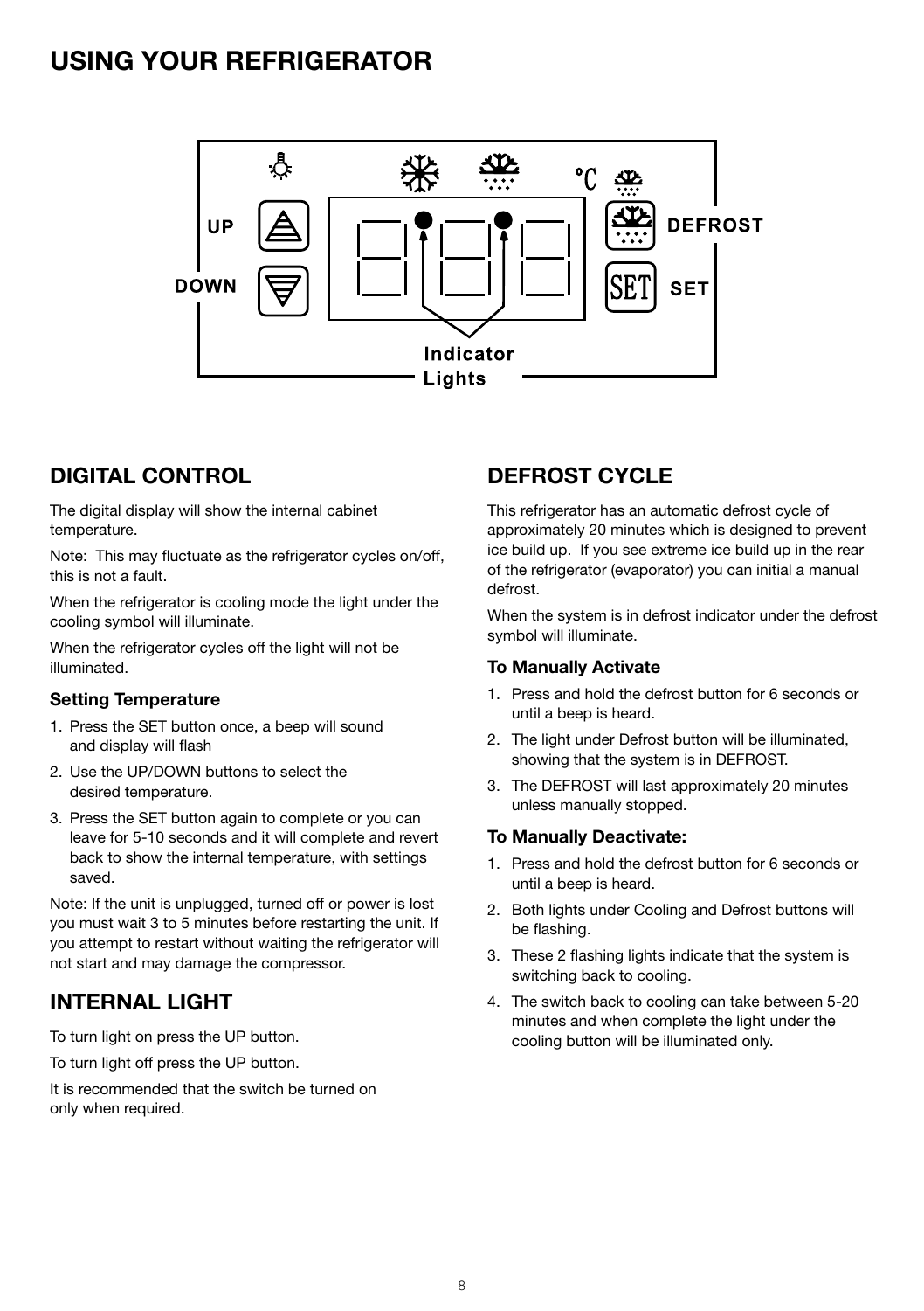# USING YOUR REFRIGERATOR

UP

DOWN

DEFROST

SET

Indicator Lights

## DIGITAL CONTROL

The digital display will show the internal cabinet temperature.

Note: This may fluctuate as the refrigerator cycles on/off, this is not a fault.

When the refrigerator is cooling mode the light under the cooling symbol will illuminate.

When the refrigerator cycles off the light will not be illuminated.

### Setting Temperature

1. Press the SET button once, a beep will sound and display will flash
2. Use the UP/DOWN buttons to select the desired temperature.
3. Press the SET button again to complete or you can leave for 5-10 seconds and it will complete and revert back to show the internal temperature, with settings saved.

Note: If the unit is unplugged, turned off or power is lost you must wait 3 to 5 minutes before restarting the unit. If you attempt to restart without waiting the refrigerator will not start and may damage the compressor.

## INTERNAL LIGHT

To turn light on press the UP button.

To turn light off press the UP button.

It is recommended that the switch be turned on only when required.

## DEFROST CYCLE

This refrigerator has an automatic defrost cycle of approximately 20 minutes which is designed to prevent ice build up. If you see extreme ice build up in the rear of the refrigerator (evaporator) you can initial a manual defrost.

When the system is in defrost indicator under the defrost symbol will illuminate.

### To Manually Activate

1. Press and hold the defrost button for 6 seconds or until a beep is heard.
2. The light under Defrost button will be illuminated, showing that the system is in DEFROST.
3. The DEFROST will last approximately 20 minutes unless manually stopped.

### To Manually Deactivate:

1. Press and hold the defrost button for 6 seconds or until a beep is heard.
2. Both lights under Cooling and Defrost buttons will be flashing.
3. These 2 flashing lights indicate that the system is switching back to cooling.
4. The switch back to cooling can take between 5-20 minutes and when complete the light under the cooling button will be illuminated only.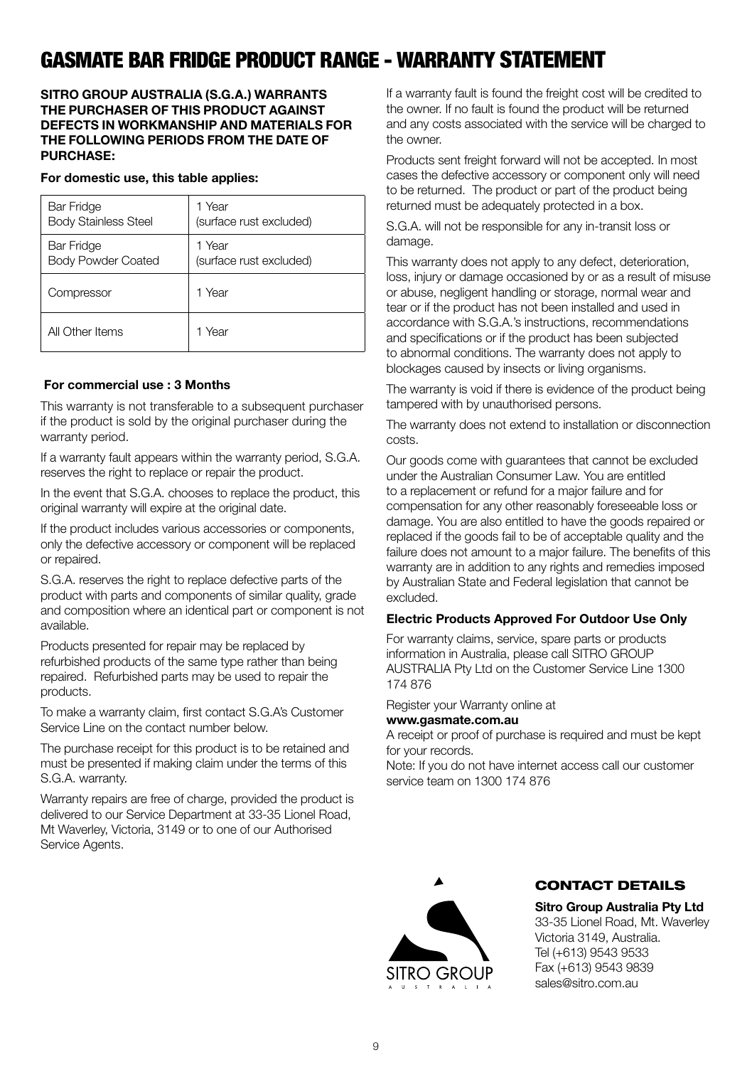# GASMATE BAR FRIDGE PRODUCT RANGE - WARRANTY STATEMENT

**SITRO GROUP AUSTRALIA (S.G.A.) WARRANTS THE PURCHASER OF THIS PRODUCT AGAINST DEFECTS IN WORKMANSHIP AND MATERIALS FOR THE FOLLOWING PERIODS FROM THE DATE OF PURCHASE:**

**For domestic use, this table applies:**

| | |
|---|---|
| Bar Fridge<br>Body Stainless Steel | 1 Year<br>(surface rust excluded) |
| Bar Fridge<br>Body Powder Coated | 1 Year<br>(surface rust excluded) |
| Compressor | 1 Year |
| All Other Items | 1 Year |

**For commercial use : 3 Months**

This warranty is not transferable to a subsequent purchaser if the product is sold by the original purchaser during the warranty period.

If a warranty fault appears within the warranty period, S.G.A. reserves the right to replace or repair the product.

In the event that S.G.A. chooses to replace the product, this original warranty will expire at the original date.

If the product includes various accessories or components, only the defective accessory or component will be replaced or repaired.

S.G.A. reserves the right to replace defective parts of the product with parts and components of similar quality, grade and composition where an identical part or component is not available.

Products presented for repair may be replaced by refurbished products of the same type rather than being repaired. Refurbished parts may be used to repair the products.

To make a warranty claim, first contact S.G.A's Customer Service Line on the contact number below.

The purchase receipt for this product is to be retained and must be presented if making claim under the terms of this S.G.A. warranty.

Warranty repairs are free of charge, provided the product is delivered to our Service Department at 33-35 Lionel Road, Mt Waverley, Victoria, 3149 or to one of our Authorised Service Agents.

If a warranty fault is found the freight cost will be credited to the owner. If no fault is found the product will be returned and any costs associated with the service will be charged to the owner.

Products sent freight forward will not be accepted. In most cases the defective accessory or component only will need to be returned. The product or part of the product being returned must be adequately protected in a box.

S.G.A. will not be responsible for any in-transit loss or damage.

This warranty does not apply to any defect, deterioration, loss, injury or damage occasioned by or as a result of misuse or abuse, negligent handling or storage, normal wear and tear or if the product has not been installed and used in accordance with S.G.A.'s instructions, recommendations and specifications or if the product has been subjected to abnormal conditions. The warranty does not apply to blockages caused by insects or living organisms.

The warranty is void if there is evidence of the product being tampered with by unauthorised persons.

The warranty does not extend to installation or disconnection costs.

Our goods come with guarantees that cannot be excluded under the Australian Consumer Law. You are entitled to a replacement or refund for a major failure and for compensation for any other reasonably foreseeable loss or damage. You are also entitled to have the goods repaired or replaced if the goods fail to be of acceptable quality and the failure does not amount to a major failure. The benefits of this warranty are in addition to any rights and remedies imposed by Australian State and Federal legislation that cannot be excluded.

**Electric Products Approved For Outdoor Use Only**

For warranty claims, service, spare parts or products information in Australia, please call SITRO GROUP AUSTRALIA Pty Ltd on the Customer Service Line 1300 174 876

Register your Warranty online at
**www.gasmate.com.au**
A receipt or proof of purchase is required and must be kept for your records.
Note: If you do not have internet access call our customer service team on 1300 174 876

SITRO GROUP
AUSTRALIA

## CONTACT DETAILS

**Sitro Group Australia Pty Ltd**
33-35 Lionel Road, Mt. Waverley
Victoria 3149, Australia.
Tel (+613) 9543 9533
Fax (+613) 9543 9839
sales@sitro.com.au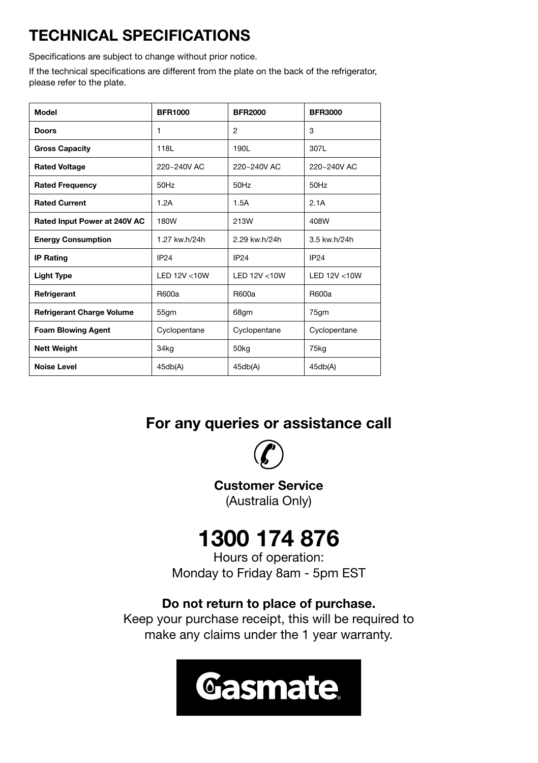# TECHNICAL SPECIFICATIONS

Specifications are subject to change without prior notice.

If the technical specifications are different from the plate on the back of the refrigerator, please refer to the plate.

| **Model** | **BFR1000** | **BFR2000** | **BFR3000** |
|---|---|---|---|
| **Doors** | 1 | 2 | 3 |
| **Gross Capacity** | 118L | 190L | 307L |
| **Rated Voltage** | 220~240V AC | 220~240V AC | 220~240V AC |
| **Rated Frequency** | 50Hz | 50Hz | 50Hz |
| **Rated Current** | 1.2A | 1.5A | 2.1A |
| **Rated Input Power at 240V AC** | 180W | 213W | 408W |
| **Energy Consumption** | 1.27 kw.h/24h | 2.29 kw.h/24h | 3.5 kw.h/24h |
| **IP Rating** | IP24 | IP24 | IP24 |
| **Light Type** | LED 12V <10W | LED 12V <10W | LED 12V <10W |
| **Refrigerant** | R600a | R600a | R600a |
| **Refrigerant Charge Volume** | 55gm | 68gm | 75gm |
| **Foam Blowing Agent** | Cyclopentane | Cyclopentane | Cyclopentane |
| **Nett Weight** | 34kg | 50kg | 75kg |
| **Noise Level** | 45db(A) | 45db(A) | 45db(A) |

## For any queries or assistance call

**Customer Service**
(Australia Only)

# 1300 174 876

Hours of operation:
Monday to Friday 8am - 5pm EST

**Do not return to place of purchase.**
Keep your purchase receipt, this will be required to make any claims under the 1 year warranty.

Gasmate®